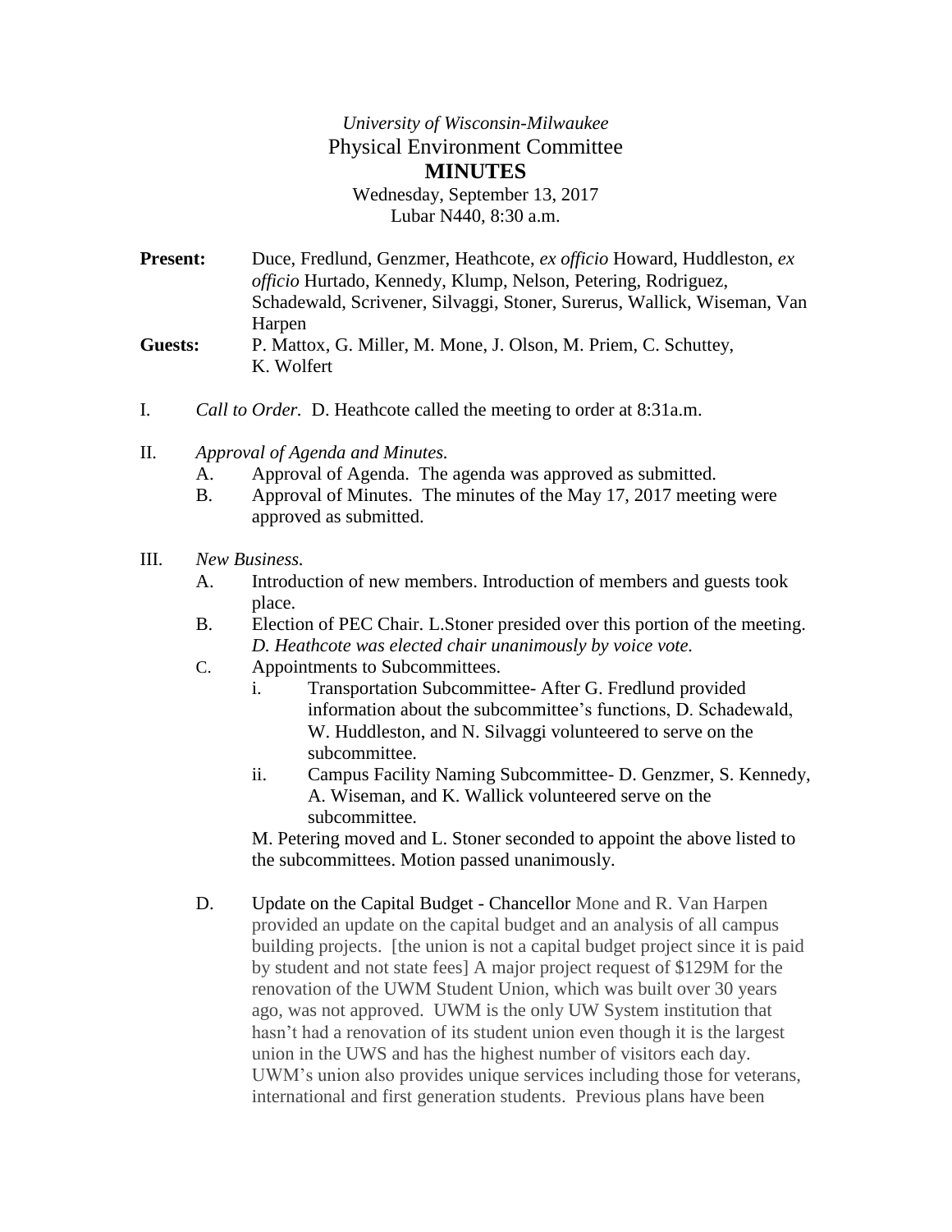*University of Wisconsin-Milwaukee*

Physical Environment Committee

**MINUTES**

Wednesday, September 13, 2017

Lubar N440, 8:30 a.m.

**Present:** Duce, Fredlund, Genzmer, Heathcote, *ex officio* Howard, Huddleston, *ex officio* Hurtado, Kennedy, Klump, Nelson, Petering, Rodriguez, Schadewald, Scrivener, Silvaggi, Stoner, Surerus, Wallick, Wiseman, Van Harpen

**Guests:** P. Mattox, G. Miller, M. Mone, J. Olson, M. Priem, C. Schuttey, K. Wolfert

I. *Call to Order.* D. Heathcote called the meeting to order at 8:31a.m.

II. *Approval of Agenda and Minutes.*
   A. Approval of Agenda. The agenda was approved as submitted.
   B. Approval of Minutes. The minutes of the May 17, 2017 meeting were approved as submitted.

III. *New Business.*
   A. Introduction of new members. Introduction of members and guests took place.
   B. Election of PEC Chair. L.Stoner presided over this portion of the meeting. *D. Heathcote was elected chair unanimously by voice vote.*
   C. Appointments to Subcommittees.
      i. Transportation Subcommittee- After G. Fredlund provided information about the subcommittee's functions, D. Schadewald, W. Huddleston, and N. Silvaggi volunteered to serve on the subcommittee.
      ii. Campus Facility Naming Subcommittee- D. Genzmer, S. Kennedy, A. Wiseman, and K. Wallick volunteered serve on the subcommittee.

      M. Petering moved and L. Stoner seconded to appoint the above listed to the subcommittees. Motion passed unanimously.

   D. Update on the Capital Budget - Chancellor Mone and R. Van Harpen provided an update on the capital budget and an analysis of all campus building projects. [the union is not a capital budget project since it is paid by student and not state fees] A major project request of $129M for the renovation of the UWM Student Union, which was built over 30 years ago, was not approved. UWM is the only UW System institution that hasn't had a renovation of its student union even though it is the largest union in the UWS and has the highest number of visitors each day. UWM's union also provides unique services including those for veterans, international and first generation students. Previous plans have been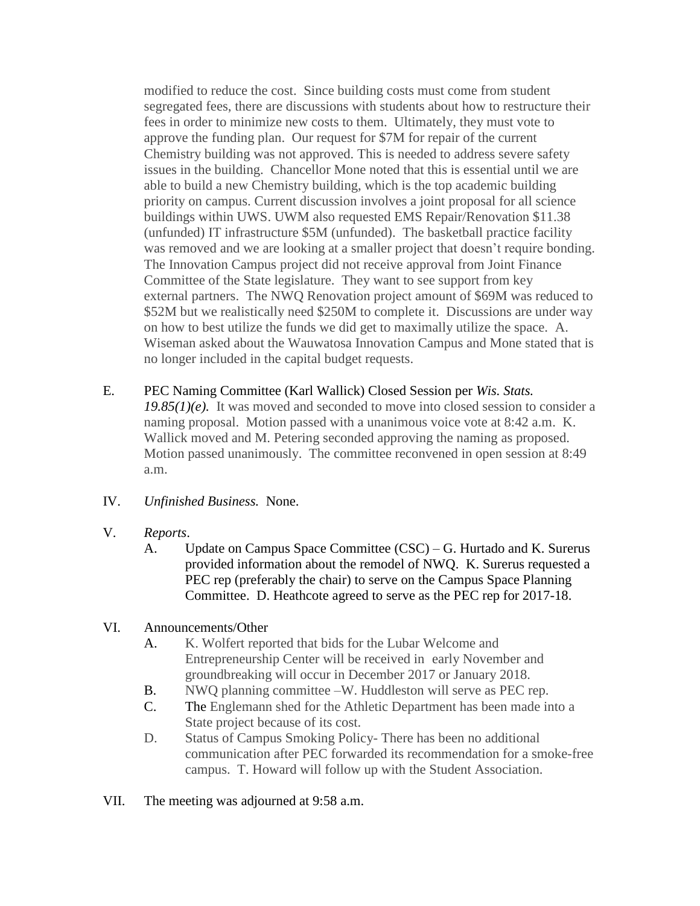modified to reduce the cost. Since building costs must come from student segregated fees, there are discussions with students about how to restructure their fees in order to minimize new costs to them. Ultimately, they must vote to approve the funding plan. Our request for $7M for repair of the current Chemistry building was not approved. This is needed to address severe safety issues in the building. Chancellor Mone noted that this is essential until we are able to build a new Chemistry building, which is the top academic building priority on campus. Current discussion involves a joint proposal for all science buildings within UWS. UWM also requested EMS Repair/Renovation $11.38 (unfunded) IT infrastructure $5M (unfunded). The basketball practice facility was removed and we are looking at a smaller project that doesn't require bonding. The Innovation Campus project did not receive approval from Joint Finance Committee of the State legislature. They want to see support from key external partners. The NWQ Renovation project amount of $69M was reduced to $52M but we realistically need $250M to complete it. Discussions are under way on how to best utilize the funds we did get to maximally utilize the space. A. Wiseman asked about the Wauwatosa Innovation Campus and Mone stated that is no longer included in the capital budget requests.

E. PEC Naming Committee (Karl Wallick) Closed Session per *Wis. Stats. 19.85(1)(e).* It was moved and seconded to move into closed session to consider a naming proposal. Motion passed with a unanimous voice vote at 8:42 a.m. K. Wallick moved and M. Petering seconded approving the naming as proposed. Motion passed unanimously. The committee reconvened in open session at 8:49 a.m.

IV. *Unfinished Business.* None.

V. *Reports*.

A. Update on Campus Space Committee (CSC) – G. Hurtado and K. Surerus provided information about the remodel of NWQ. K. Surerus requested a PEC rep (preferably the chair) to serve on the Campus Space Planning Committee. D. Heathcote agreed to serve as the PEC rep for 2017-18.

VI. Announcements/Other

A. K. Wolfert reported that bids for the Lubar Welcome and Entrepreneurship Center will be received in early November and groundbreaking will occur in December 2017 or January 2018.

B. NWQ planning committee –W. Huddleston will serve as PEC rep.

C. The Englemann shed for the Athletic Department has been made into a State project because of its cost.

D. Status of Campus Smoking Policy- There has been no additional communication after PEC forwarded its recommendation for a smoke-free campus. T. Howard will follow up with the Student Association.

VII. The meeting was adjourned at 9:58 a.m.